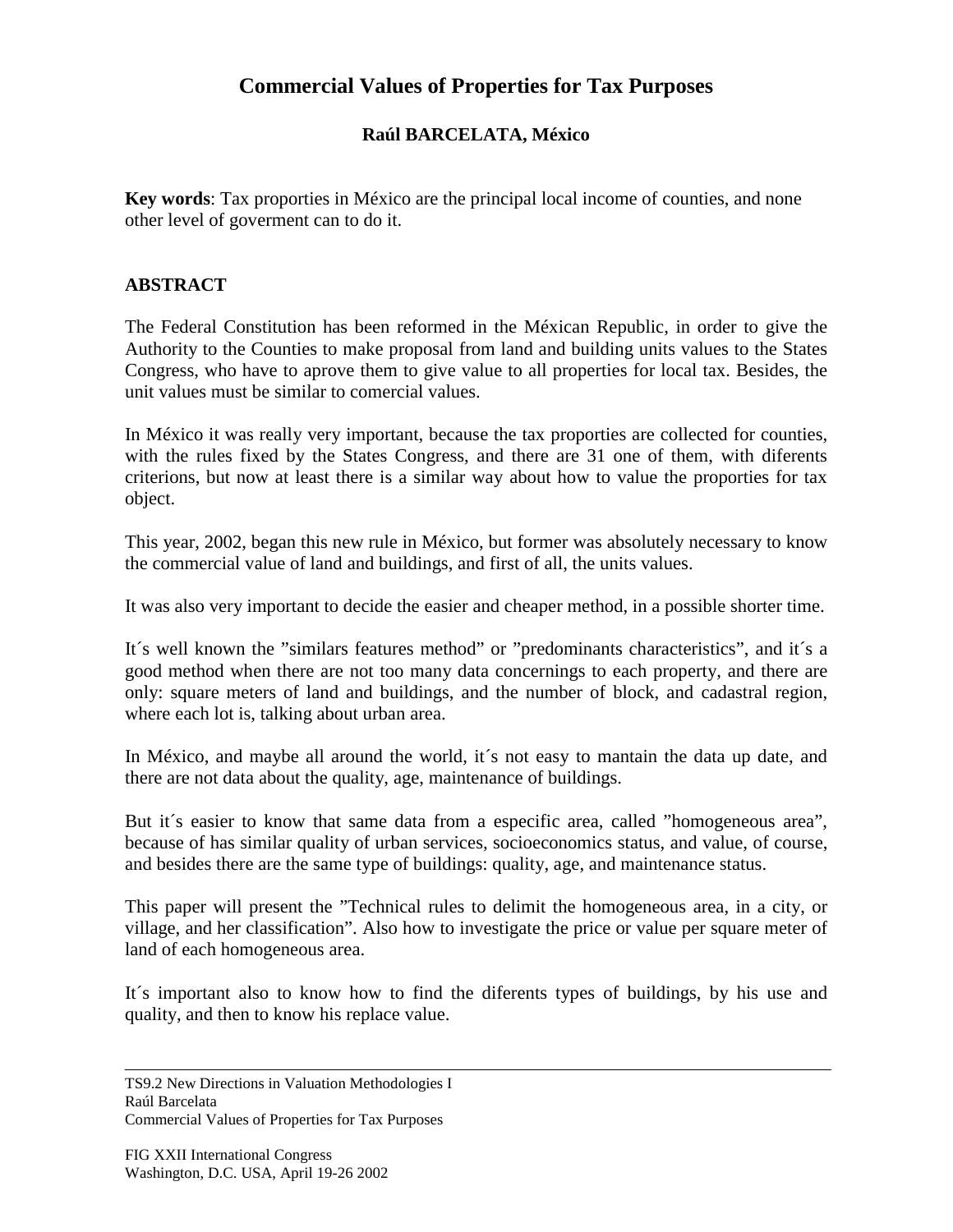# Commercial Values of Properties for Tax Purposes

**Raúl BARCELATA, México**

**Key words**: Tax proporties in México are the principal local income of counties, and none other level of goverment can to do it.

## ABSTRACT

The Federal Constitution has been reformed in the Méxican Republic, in order to give the Authority to the Counties to make proposal from land and building units values to the States Congress, who have to aprove them to give value to all properties for local tax. Besides, the unit values must be similar to comercial values.

In México it was really very important, because the tax proporties are collected for counties, with the rules fixed by the States Congress, and there are 31 one of them, with diferents criterions, but now at least there is a similar way about how to value the proporties for tax object.

This year, 2002, began this new rule in México, but former was absolutely necessary to know the commercial value of land and buildings, and first of all, the units values.

It was also very important to decide the easier and cheaper method, in a possible shorter time.

It´s well known the "similars features method" or "predominants characteristics", and it´s a good method when there are not too many data concernings to each property, and there are only: square meters of land and buildings, and the number of block, and cadastral region, where each lot is, talking about urban area.

In México, and maybe all around the world, it´s not easy to mantain the data up date, and there are not data about the quality, age, maintenance of buildings.

But it´s easier to know that same data from a especific area, called "homogeneous area", because of has similar quality of urban services, socioeconomics status, and value, of course, and besides there are the same type of buildings: quality, age, and maintenance status.

This paper will present the "Technical rules to delimit the homogeneous area, in a city, or village, and her classification". Also how to investigate the price or value per square meter of land of each homogeneous area.

It´s important also to know how to find the diferents types of buildings, by his use and quality, and then to know his replace value.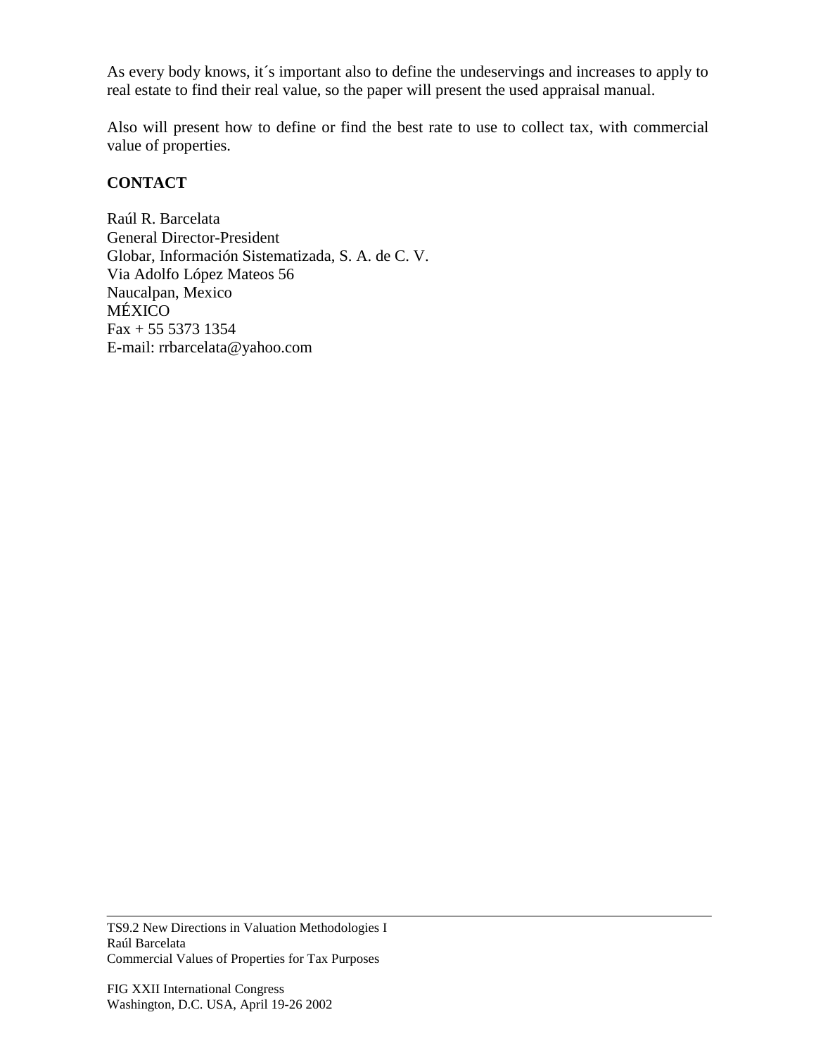As every body knows, it´s important also to define the undeservings and increases to apply to real estate to find their real value, so the paper will present the used appraisal manual.

Also will present how to define or find the best rate to use to collect tax, with commercial value of properties.

**CONTACT**

Raúl R. Barcelata
General Director-President
Globar, Información Sistematizada, S. A. de C. V.
Via Adolfo López Mateos 56
Naucalpan, Mexico
MÉXICO
Fax + 55 5373 1354
E-mail: rrbarcelata@yahoo.com